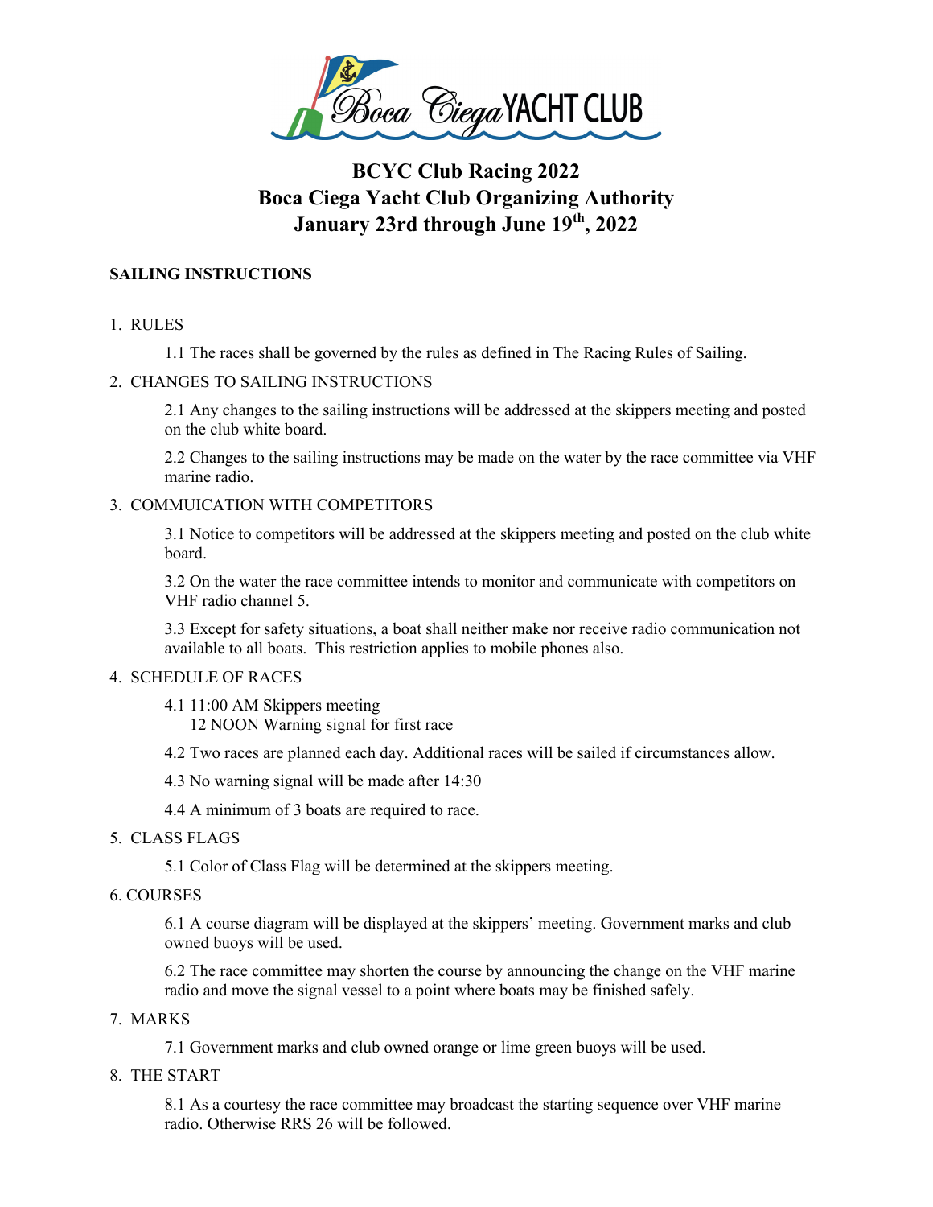# BCYC Club Racing 2022
# Boca Ciega Yacht Club Organizing Authority
# January 23rd through June 19th, 2022

## SAILING INSTRUCTIONS

1. RULES

    1.1 The races shall be governed by the rules as defined in The Racing Rules of Sailing.

2. CHANGES TO SAILING INSTRUCTIONS

    2.1 Any changes to the sailing instructions will be addressed at the skippers meeting and posted on the club white board.

    2.2 Changes to the sailing instructions may be made on the water by the race committee via VHF marine radio.

3. COMMUICATION WITH COMPETITORS

    3.1 Notice to competitors will be addressed at the skippers meeting and posted on the club white board.

    3.2 On the water the race committee intends to monitor and communicate with competitors on VHF radio channel 5.

    3.3 Except for safety situations, a boat shall neither make nor receive radio communication not available to all boats. This restriction applies to mobile phones also.

4. SCHEDULE OF RACES

    4.1 11:00 AM Skippers meeting
    12 NOON Warning signal for first race

    4.2 Two races are planned each day. Additional races will be sailed if circumstances allow.

    4.3 No warning signal will be made after 14:30

    4.4 A minimum of 3 boats are required to race.

5. CLASS FLAGS

    5.1 Color of Class Flag will be determined at the skippers meeting.

6. COURSES

    6.1 A course diagram will be displayed at the skippers' meeting. Government marks and club owned buoys will be used.

    6.2 The race committee may shorten the course by announcing the change on the VHF marine radio and move the signal vessel to a point where boats may be finished safely.

7. MARKS

    7.1 Government marks and club owned orange or lime green buoys will be used.

8. THE START

    8.1 As a courtesy the race committee may broadcast the starting sequence over VHF marine radio. Otherwise RRS 26 will be followed.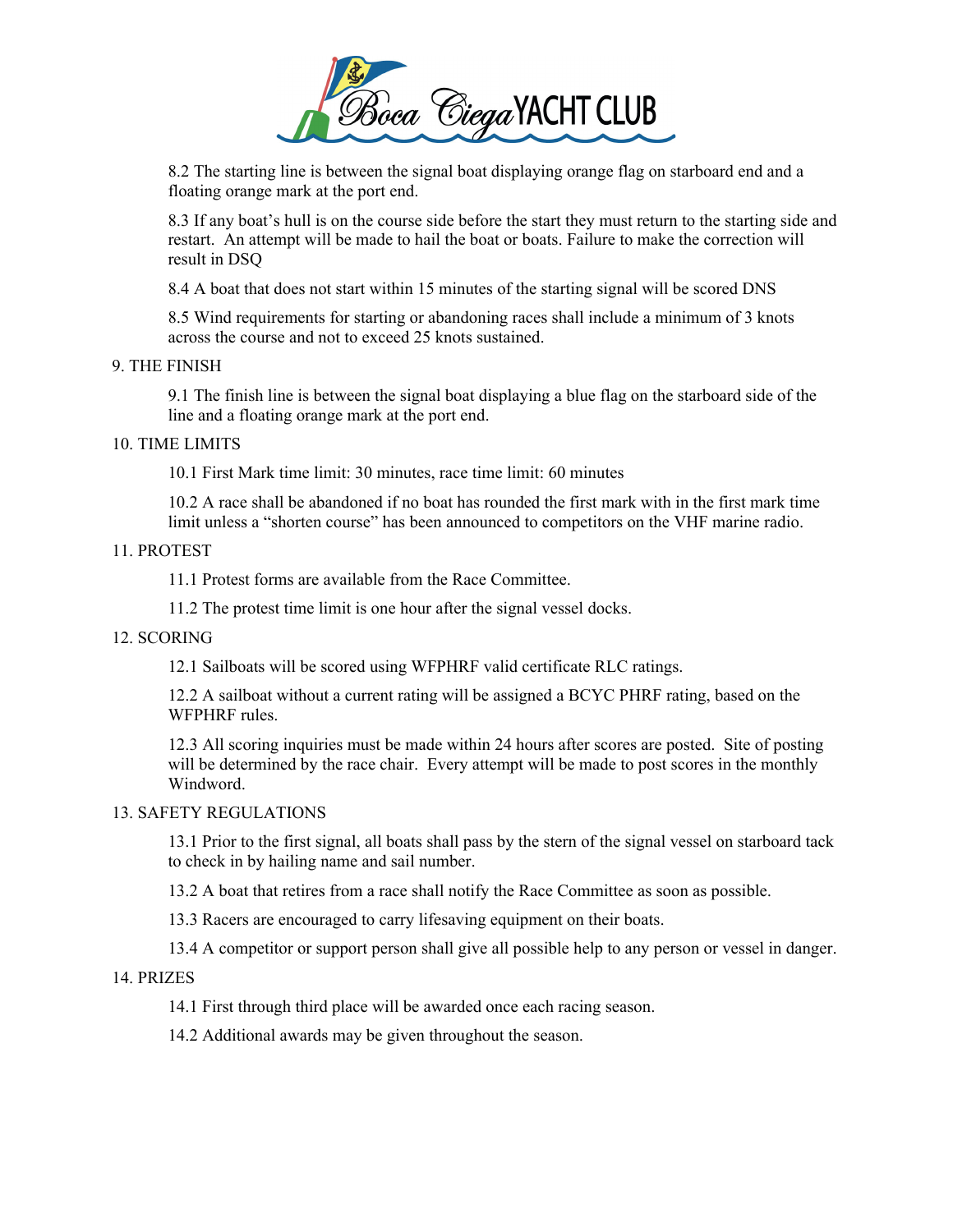8.2 The starting line is between the signal boat displaying orange flag on starboard end and a floating orange mark at the port end.

8.3 If any boat's hull is on the course side before the start they must return to the starting side and restart. An attempt will be made to hail the boat or boats. Failure to make the correction will result in DSQ

8.4 A boat that does not start within 15 minutes of the starting signal will be scored DNS

8.5 Wind requirements for starting or abandoning races shall include a minimum of 3 knots across the course and not to exceed 25 knots sustained.

## 9. THE FINISH

9.1 The finish line is between the signal boat displaying a blue flag on the starboard side of the line and a floating orange mark at the port end.

## 10. TIME LIMITS

10.1 First Mark time limit: 30 minutes, race time limit: 60 minutes

10.2 A race shall be abandoned if no boat has rounded the first mark with in the first mark time limit unless a "shorten course" has been announced to competitors on the VHF marine radio.

## 11. PROTEST

11.1 Protest forms are available from the Race Committee.

11.2 The protest time limit is one hour after the signal vessel docks.

## 12. SCORING

12.1 Sailboats will be scored using WFPHRF valid certificate RLC ratings.

12.2 A sailboat without a current rating will be assigned a BCYC PHRF rating, based on the WFPHRF rules.

12.3 All scoring inquiries must be made within 24 hours after scores are posted. Site of posting will be determined by the race chair. Every attempt will be made to post scores in the monthly Windword.

## 13. SAFETY REGULATIONS

13.1 Prior to the first signal, all boats shall pass by the stern of the signal vessel on starboard tack to check in by hailing name and sail number.

13.2 A boat that retires from a race shall notify the Race Committee as soon as possible.

13.3 Racers are encouraged to carry lifesaving equipment on their boats.

13.4 A competitor or support person shall give all possible help to any person or vessel in danger.

## 14. PRIZES

14.1 First through third place will be awarded once each racing season.

14.2 Additional awards may be given throughout the season.